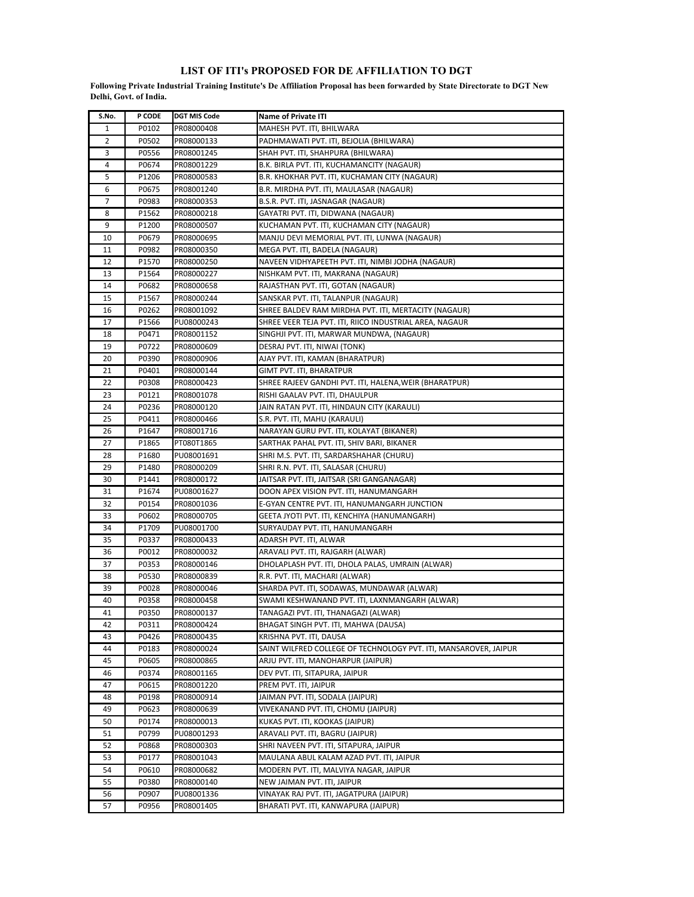# LIST OF ITI's PROPOSED FOR DE AFFILIATION TO DGT

**Following Private Industrial Training Institute's De Affiliation Proposal has been forwarded by State Directorate to DGT New Delhi, Govt. of India.**

| S.No. | P CODE | DGT MIS Code | Name of Private ITI |
|---|---|---|---|
| 1 | P0102 | PR08000408 | MAHESH PVT. ITI, BHILWARA |
| 2 | P0502 | PR08000133 | PADHMAWATI PVT. ITI, BEJOLIA (BHILWARA) |
| 3 | P0556 | PR08001245 | SHAH PVT. ITI, SHAHPURA (BHILWARA) |
| 4 | P0674 | PR08001229 | B.K. BIRLA PVT. ITI, KUCHAMANCITY (NAGAUR) |
| 5 | P1206 | PR08000583 | B.R. KHOKHAR PVT. ITI, KUCHAMAN CITY (NAGAUR) |
| 6 | P0675 | PR08001240 | B.R. MIRDHA PVT. ITI, MAULASAR (NAGAUR) |
| 7 | P0983 | PR08000353 | B.S.R. PVT. ITI, JASNAGAR (NAGAUR) |
| 8 | P1562 | PR08000218 | GAYATRI PVT. ITI, DIDWANA (NAGAUR) |
| 9 | P1200 | PR08000507 | KUCHAMAN PVT. ITI, KUCHAMAN CITY (NAGAUR) |
| 10 | P0679 | PR08000695 | MANJU DEVI MEMORIAL PVT. ITI, LUNWA (NAGAUR) |
| 11 | P0982 | PR08000350 | MEGA PVT. ITI, BADELA (NAGAUR) |
| 12 | P1570 | PR08000250 | NAVEEN VIDHYAPEETH PVT. ITI, NIMBI JODHA (NAGAUR) |
| 13 | P1564 | PR08000227 | NISHKAM PVT. ITI, MAKRANA (NAGAUR) |
| 14 | P0682 | PR08000658 | RAJASTHAN PVT. ITI, GOTAN (NAGAUR) |
| 15 | P1567 | PR08000244 | SANSKAR PVT. ITI, TALANPUR (NAGAUR) |
| 16 | P0262 | PR08001092 | SHREE BALDEV RAM MIRDHA PVT. ITI, MERTACITY (NAGAUR) |
| 17 | P1566 | PU08000243 | SHREE VEER TEJA PVT. ITI, RIICO INDUSTRIAL AREA, NAGAUR |
| 18 | P0471 | PR08001152 | SINGHJI PVT. ITI, MARWAR MUNDWA, (NAGAUR) |
| 19 | P0722 | PR08000609 | DESRAJ PVT. ITI, NIWAI (TONK) |
| 20 | P0390 | PR08000906 | AJAY PVT. ITI, KAMAN (BHARATPUR) |
| 21 | P0401 | PR08000144 | GIMT PVT. ITI, BHARATPUR |
| 22 | P0308 | PR08000423 | SHREE RAJEEV GANDHI PVT. ITI, HALENA,WEIR (BHARATPUR) |
| 23 | P0121 | PR08001078 | RISHI GAALAV PVT. ITI, DHAULPUR |
| 24 | P0236 | PR08000120 | JAIN RATAN PVT. ITI, HINDAUN CITY (KARAULI) |
| 25 | P0411 | PR08000466 | S.R. PVT. ITI, MAHU (KARAULI) |
| 26 | P1647 | PR08001716 | NARAYAN GURU PVT. ITI, KOLAYAT (BIKANER) |
| 27 | P1865 | PT080T1865 | SARTHAK PAHAL PVT. ITI, SHIV BARI, BIKANER |
| 28 | P1680 | PU08001691 | SHRI M.S. PVT. ITI, SARDARSHAHAR (CHURU) |
| 29 | P1480 | PR08000209 | SHRI R.N. PVT. ITI, SALASAR (CHURU) |
| 30 | P1441 | PR08000172 | JAITSAR PVT. ITI, JAITSAR (SRI GANGANAGAR) |
| 31 | P1674 | PU08001627 | DOON APEX VISION PVT. ITI, HANUMANGARH |
| 32 | P0154 | PR08001036 | E-GYAN CENTRE PVT. ITI, HANUMANGARH JUNCTION |
| 33 | P0602 | PR08000705 | GEETA JYOTI PVT. ITI, KENCHIYA (HANUMANGARH) |
| 34 | P1709 | PU08001700 | SURYAUDAY PVT. ITI, HANUMANGARH |
| 35 | P0337 | PR08000433 | ADARSH PVT. ITI, ALWAR |
| 36 | P0012 | PR08000032 | ARAVALI PVT. ITI, RAJGARH (ALWAR) |
| 37 | P0353 | PR08000146 | DHOLAPLASH PVT. ITI, DHOLA PALAS, UMRAIN (ALWAR) |
| 38 | P0530 | PR08000839 | R.R. PVT. ITI, MACHARI (ALWAR) |
| 39 | P0028 | PR08000046 | SHARDA PVT. ITI, SODAWAS, MUNDAWAR (ALWAR) |
| 40 | P0358 | PR08000458 | SWAMI KESHWANAND PVT. ITI, LAXNMANGARH (ALWAR) |
| 41 | P0350 | PR08000137 | TANAGAZI PVT. ITI, THANAGAZI (ALWAR) |
| 42 | P0311 | PR08000424 | BHAGAT SINGH PVT. ITI, MAHWA (DAUSA) |
| 43 | P0426 | PR08000435 | KRISHNA PVT. ITI, DAUSA |
| 44 | P0183 | PR08000024 | SAINT WILFRED COLLEGE OF TECHNOLOGY PVT. ITI, MANSAROVER, JAIPUR |
| 45 | P0605 | PR08000865 | ARJU PVT. ITI, MANOHARPUR (JAIPUR) |
| 46 | P0374 | PR08001165 | DEV PVT. ITI, SITAPURA, JAIPUR |
| 47 | P0615 | PR08001220 | PREM PVT. ITI, JAIPUR |
| 48 | P0198 | PR08000914 | JAIMAN PVT. ITI, SODALA (JAIPUR) |
| 49 | P0623 | PR08000639 | VIVEKANAND PVT. ITI, CHOMU (JAIPUR) |
| 50 | P0174 | PR08000013 | KUKAS PVT. ITI, KOOKAS (JAIPUR) |
| 51 | P0799 | PU08001293 | ARAVALI PVT. ITI, BAGRU (JAIPUR) |
| 52 | P0868 | PR08000303 | SHRI NAVEEN PVT. ITI, SITAPURA, JAIPUR |
| 53 | P0177 | PR08001043 | MAULANA ABUL KALAM AZAD PVT. ITI, JAIPUR |
| 54 | P0610 | PR08000682 | MODERN PVT. ITI, MALVIYA NAGAR, JAIPUR |
| 55 | P0380 | PR08000140 | NEW JAIMAN PVT. ITI, JAIPUR |
| 56 | P0907 | PU08001336 | VINAYAK RAJ PVT. ITI, JAGATPURA (JAIPUR) |
| 57 | P0956 | PR08001405 | BHARATI PVT. ITI, KANWAPURA (JAIPUR) |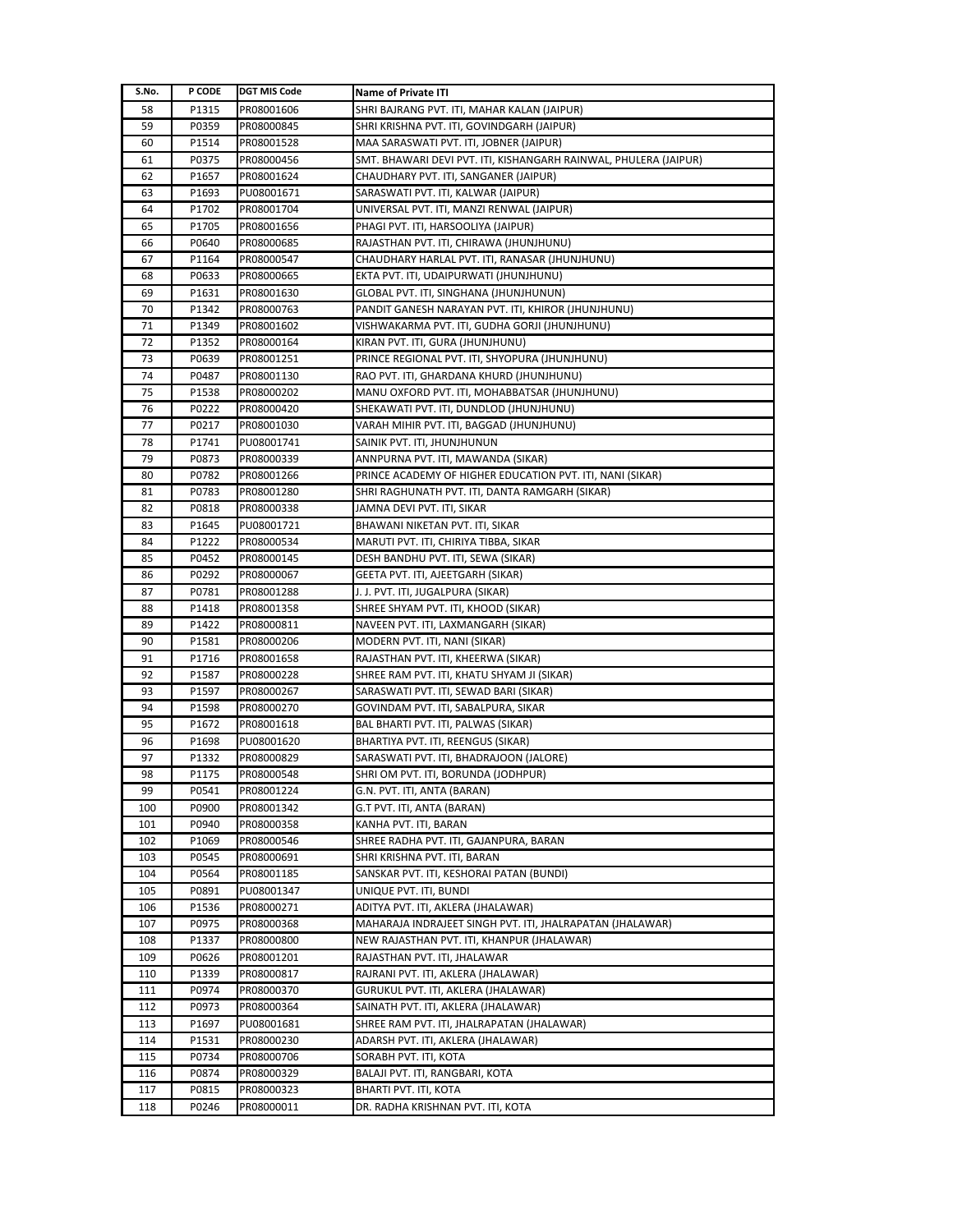| S.No. | P CODE | DGT MIS Code | Name of Private ITI |
|---|---|---|---|
| 58 | P1315 | PR08001606 | SHRI BAJRANG PVT. ITI, MAHAR KALAN (JAIPUR) |
| 59 | P0359 | PR08000845 | SHRI KRISHNA PVT. ITI, GOVINDGARH (JAIPUR) |
| 60 | P1514 | PR08001528 | MAA SARASWATI PVT. ITI, JOBNER (JAIPUR) |
| 61 | P0375 | PR08000456 | SMT. BHAWARI DEVI PVT. ITI, KISHANGARH RAINWAL, PHULERA (JAIPUR) |
| 62 | P1657 | PR08001624 | CHAUDHARY PVT. ITI, SANGANER (JAIPUR) |
| 63 | P1693 | PU08001671 | SARASWATI PVT. ITI, KALWAR (JAIPUR) |
| 64 | P1702 | PR08001704 | UNIVERSAL PVT. ITI, MANZI RENWAL (JAIPUR) |
| 65 | P1705 | PR08001656 | PHAGI PVT. ITI, HARSOOLIYA (JAIPUR) |
| 66 | P0640 | PR08000685 | RAJASTHAN PVT. ITI, CHIRAWA (JHUNJHUNU) |
| 67 | P1164 | PR08000547 | CHAUDHARY HARLAL PVT. ITI, RANASAR (JHUNJHUNU) |
| 68 | P0633 | PR08000665 | EKTA PVT. ITI, UDAIPURWATI (JHUNJHUNU) |
| 69 | P1631 | PR08001630 | GLOBAL PVT. ITI, SINGHANA (JHUNJHUNUN) |
| 70 | P1342 | PR08000763 | PANDIT GANESH NARAYAN PVT. ITI, KHIROR (JHUNJHUNU) |
| 71 | P1349 | PR08001602 | VISHWAKARMA PVT. ITI, GUDHA GORJI (JHUNJHUNU) |
| 72 | P1352 | PR08000164 | KIRAN PVT. ITI, GURA (JHUNJHUNU) |
| 73 | P0639 | PR08001251 | PRINCE REGIONAL PVT. ITI, SHYOPURA (JHUNJHUNU) |
| 74 | P0487 | PR08001130 | RAO PVT. ITI, GHARDANA KHURD (JHUNJHUNU) |
| 75 | P1538 | PR08000202 | MANU OXFORD PVT. ITI, MOHABBATSAR (JHUNJHUNU) |
| 76 | P0222 | PR08000420 | SHEKAWATI PVT. ITI, DUNDLOD (JHUNJHUNU) |
| 77 | P0217 | PR08001030 | VARAH MIHIR PVT. ITI, BAGGAD (JHUNJHUNU) |
| 78 | P1741 | PU08001741 | SAINIK PVT. ITI, JHUNJHUNUN |
| 79 | P0873 | PR08000339 | ANNPURNA PVT. ITI, MAWANDA (SIKAR) |
| 80 | P0782 | PR08001266 | PRINCE ACADEMY OF HIGHER EDUCATION PVT. ITI, NANI (SIKAR) |
| 81 | P0783 | PR08001280 | SHRI RAGHUNATH PVT. ITI, DANTA RAMGARH (SIKAR) |
| 82 | P0818 | PR08000338 | JAMNA DEVI PVT. ITI, SIKAR |
| 83 | P1645 | PU08001721 | BHAWANI NIKETAN PVT. ITI, SIKAR |
| 84 | P1222 | PR08000534 | MARUTI PVT. ITI, CHIRIYA TIBBA, SIKAR |
| 85 | P0452 | PR08000145 | DESH BANDHU PVT. ITI, SEWA (SIKAR) |
| 86 | P0292 | PR08000067 | GEETA PVT. ITI, AJEETGARH (SIKAR) |
| 87 | P0781 | PR08001288 | J. J. PVT. ITI, JUGALPURA (SIKAR) |
| 88 | P1418 | PR08001358 | SHREE SHYAM PVT. ITI, KHOOD (SIKAR) |
| 89 | P1422 | PR08000811 | NAVEEN PVT. ITI, LAXMANGARH (SIKAR) |
| 90 | P1581 | PR08000206 | MODERN PVT. ITI, NANI (SIKAR) |
| 91 | P1716 | PR08001658 | RAJASTHAN PVT. ITI, KHEERWA (SIKAR) |
| 92 | P1587 | PR08000228 | SHREE RAM PVT. ITI, KHATU SHYAM JI (SIKAR) |
| 93 | P1597 | PR08000267 | SARASWATI PVT. ITI, SEWAD BARI (SIKAR) |
| 94 | P1598 | PR08000270 | GOVINDAM PVT. ITI, SABALPURA, SIKAR |
| 95 | P1672 | PR08001618 | BAL BHARTI PVT. ITI, PALWAS (SIKAR) |
| 96 | P1698 | PU08001620 | BHARTIYA PVT. ITI, REENGUS (SIKAR) |
| 97 | P1332 | PR08000829 | SARASWATI PVT. ITI, BHADRAJOON (JALORE) |
| 98 | P1175 | PR08000548 | SHRI OM PVT. ITI, BORUNDA (JODHPUR) |
| 99 | P0541 | PR08001224 | G.N. PVT. ITI, ANTA (BARAN) |
| 100 | P0900 | PR08001342 | G.T PVT. ITI, ANTA (BARAN) |
| 101 | P0940 | PR08000358 | KANHA PVT. ITI, BARAN |
| 102 | P1069 | PR08000546 | SHREE RADHA PVT. ITI, GAJANPURA, BARAN |
| 103 | P0545 | PR08000691 | SHRI KRISHNA PVT. ITI, BARAN |
| 104 | P0564 | PR08001185 | SANSKAR PVT. ITI, KESHORAI PATAN (BUNDI) |
| 105 | P0891 | PU08001347 | UNIQUE PVT. ITI, BUNDI |
| 106 | P1536 | PR08000271 | ADITYA PVT. ITI, AKLERA (JHALAWAR) |
| 107 | P0975 | PR08000368 | MAHARAJA INDRAJEET SINGH PVT. ITI, JHALRAPATAN (JHALAWAR) |
| 108 | P1337 | PR08000800 | NEW RAJASTHAN PVT. ITI, KHANPUR (JHALAWAR) |
| 109 | P0626 | PR08001201 | RAJASTHAN PVT. ITI, JHALAWAR |
| 110 | P1339 | PR08000817 | RAJRANI PVT. ITI, AKLERA (JHALAWAR) |
| 111 | P0974 | PR08000370 | GURUKUL PVT. ITI, AKLERA (JHALAWAR) |
| 112 | P0973 | PR08000364 | SAINATH PVT. ITI, AKLERA (JHALAWAR) |
| 113 | P1697 | PU08001681 | SHREE RAM PVT. ITI, JHALRAPATAN (JHALAWAR) |
| 114 | P1531 | PR08000230 | ADARSH PVT. ITI, AKLERA (JHALAWAR) |
| 115 | P0734 | PR08000706 | SORABH PVT. ITI, KOTA |
| 116 | P0874 | PR08000329 | BALAJI PVT. ITI, RANGBARI, KOTA |
| 117 | P0815 | PR08000323 | BHARTI PVT. ITI, KOTA |
| 118 | P0246 | PR08000011 | DR. RADHA KRISHNAN PVT. ITI, KOTA |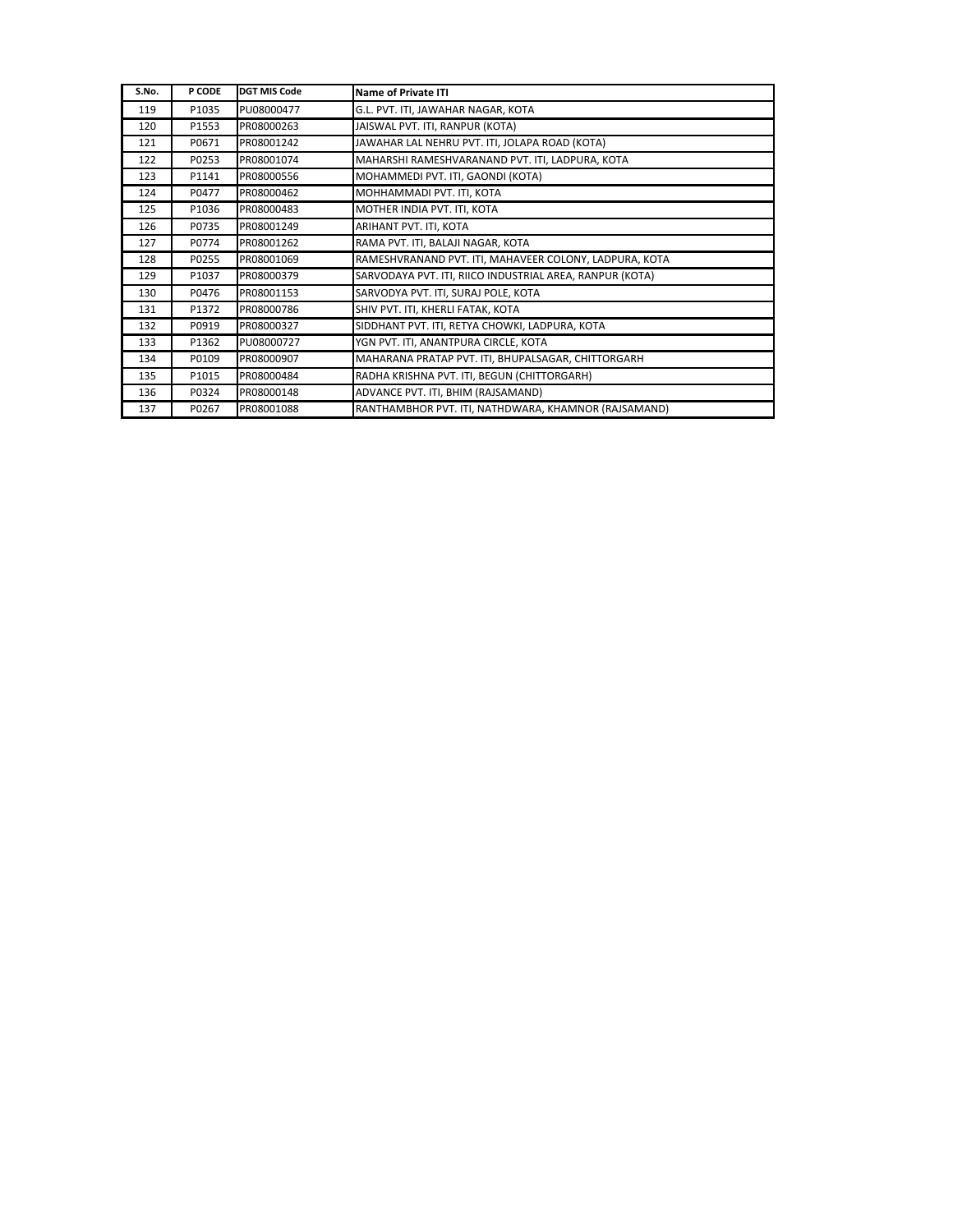| S.No. | P CODE | DGT MIS Code | Name of Private ITI |
|---|---|---|---|
| 119 | P1035 | PU08000477 | G.L. PVT. ITI, JAWAHAR NAGAR, KOTA |
| 120 | P1553 | PR08000263 | JAISWAL PVT. ITI, RANPUR (KOTA) |
| 121 | P0671 | PR08001242 | JAWAHAR LAL NEHRU PVT. ITI, JOLAPA ROAD (KOTA) |
| 122 | P0253 | PR08001074 | MAHARSHI RAMESHVARANAND PVT. ITI, LADPURA, KOTA |
| 123 | P1141 | PR08000556 | MOHAMMEDI PVT. ITI, GAONDI (KOTA) |
| 124 | P0477 | PR08000462 | MOHHAMMADI PVT. ITI, KOTA |
| 125 | P1036 | PR08000483 | MOTHER INDIA PVT. ITI, KOTA |
| 126 | P0735 | PR08001249 | ARIHANT PVT. ITI, KOTA |
| 127 | P0774 | PR08001262 | RAMA PVT. ITI, BALAJI NAGAR, KOTA |
| 128 | P0255 | PR08001069 | RAMESHVRANAND PVT. ITI, MAHAVEER COLONY, LADPURA, KOTA |
| 129 | P1037 | PR08000379 | SARVODAYA PVT. ITI, RIICO INDUSTRIAL AREA, RANPUR (KOTA) |
| 130 | P0476 | PR08001153 | SARVODYA PVT. ITI, SURAJ POLE, KOTA |
| 131 | P1372 | PR08000786 | SHIV PVT. ITI, KHERLI FATAK, KOTA |
| 132 | P0919 | PR08000327 | SIDDHANT PVT. ITI, RETYA CHOWKI, LADPURA, KOTA |
| 133 | P1362 | PU08000727 | YGN PVT. ITI, ANANTPURA CIRCLE, KOTA |
| 134 | P0109 | PR08000907 | MAHARANA PRATAP PVT. ITI, BHUPALSAGAR, CHITTORGARH |
| 135 | P1015 | PR08000484 | RADHA KRISHNA PVT. ITI, BEGUN (CHITTORGARH) |
| 136 | P0324 | PR08000148 | ADVANCE PVT. ITI, BHIM (RAJSAMAND) |
| 137 | P0267 | PR08001088 | RANTHAMBHOR PVT. ITI, NATHDWARA, KHAMNOR (RAJSAMAND) |